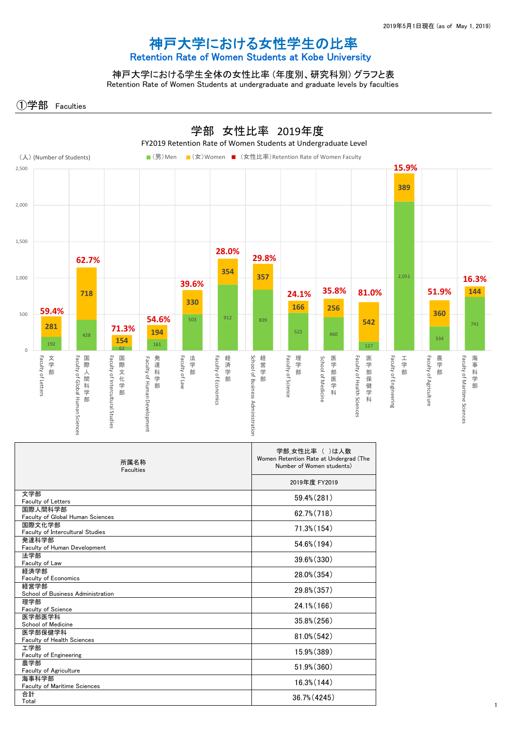2019年5月1日現在 (as of May 1, 2019)

# 神戸大学における女性学生の比率
## Retention Rate of Women Students at Kobe University

### 神戸大学における学生全体の女性比率 (年度別、研究科別) グラフと表
Retention Rate of Women Students at undergraduate and graduate levels by faculties

## ①学部 Faculties

**学部 女性比率 2019年度**
FY2019 Retention Rate of Women Students at Undergraduate Level

(人) (Number of Students)　■ (男) Men　■ (女) Women　■ (女性比率) Retention Rate of Women Faculty

| 学部 | (男) Men | (女) Women | (女性比率) |
|---|---|---|---|
| 文学部 Faculty of Letters | 192 | 281 | 59.4% |
| 国際人間科学部 Faculty of Global Human Sciences | 428 | 718 | 62.7% |
| 国際文化学部 Faculty of Intercultural Studies | 62 | 154 | 71.3% |
| 発達科学部 Faculty of Human Development | 161 | 194 | 54.6% |
| 法学部 Faculty of Law | 503 | 330 | 39.6% |
| 経済学部 Faculty of Economics | 912 | 354 | 28.0% |
| 経営学部 School of Business Administration | 839 | 357 | 29.8% |
| 理学部 Faculty of Science | 522 | 166 | 24.1% |
| 医学部医学科 School of Medicine | 460 | 256 | 35.8% |
| 医学部保健学科 Faculty of Health Sciences | 127 | 542 | 81.0% |
| 工学部 Faculty of Engineering | 2,051 | 389 | 15.9% |
| 農学部 Faculty of Agriculture | 334 | 360 | 51.9% |
| 海事科学部 Faculty of Maritime Sciences | 741 | 144 | 16.3% |

| 所属名称<br>Faculties | 学部_女性比率 ( )は人数<br>Women Retention Rate at Undergrad (The Number of Women students) |
|---|---|
| | 2019年度 FY2019 |
| 文学部<br>Faculty of Letters | 59.4%(281) |
| 国際人間科学部<br>Faculty of Global Human Sciences | 62.7%(718) |
| 国際文化学部<br>Faculty of Intercultural Studies | 71.3%(154) |
| 発達科学部<br>Faculty of Human Development | 54.6%(194) |
| 法学部<br>Faculty of Law | 39.6%(330) |
| 経済学部<br>Faculty of Economics | 28.0%(354) |
| 経営学部<br>School of Business Administration | 29.8%(357) |
| 理学部<br>Faculty of Science | 24.1%(166) |
| 医学部医学科<br>School of Medicine | 35.8%(256) |
| 医学部保健学科<br>Faculty of Health Sciences | 81.0%(542) |
| 工学部<br>Faculty of Engineering | 15.9%(389) |
| 農学部<br>Faculty of Agriculture | 51.9%(360) |
| 海事科学部<br>Faculty of Maritime Sciences | 16.3%(144) |
| 合計<br>Total | 36.7%(4245) |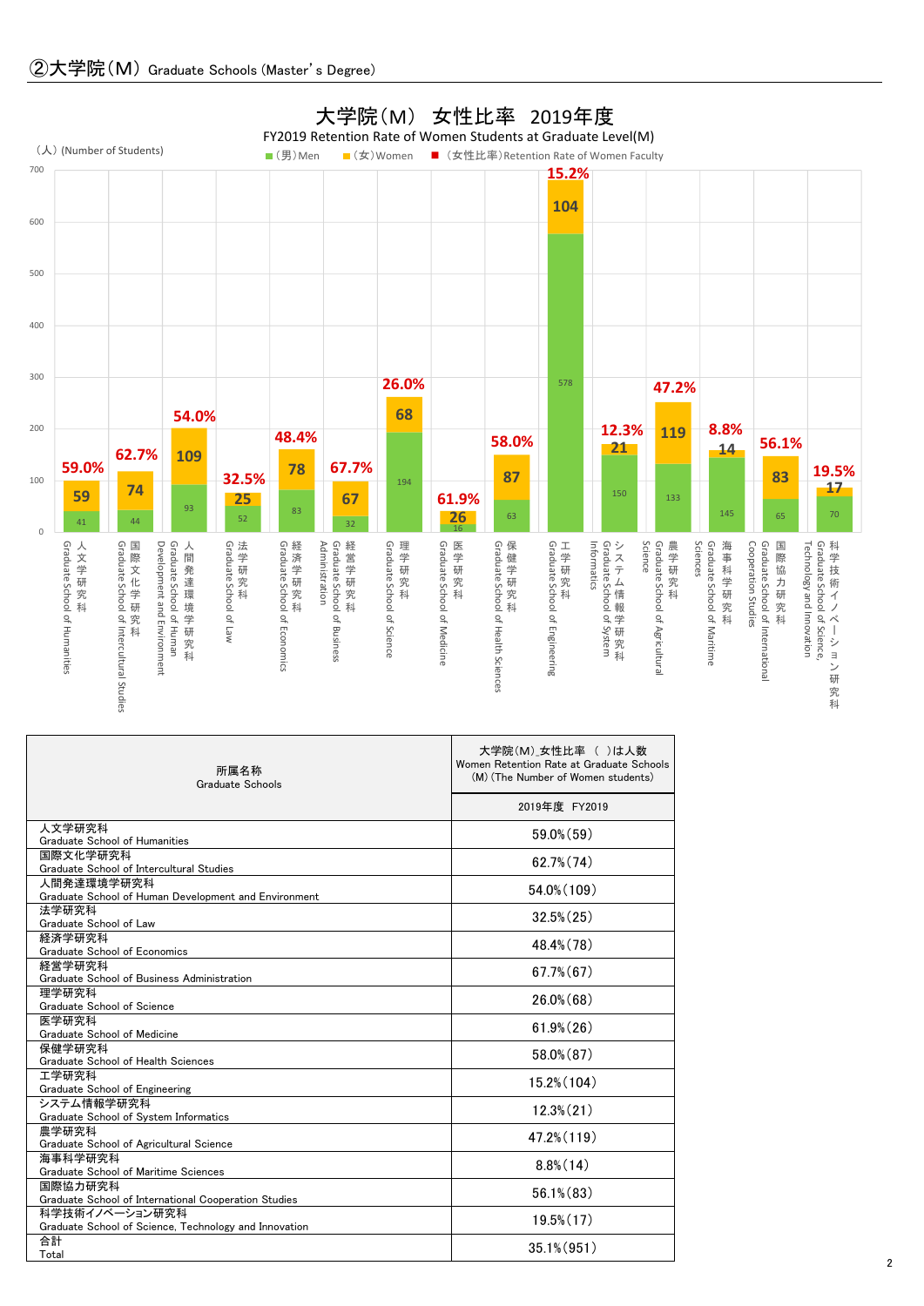## ②大学院（M） Graduate Schools (Master's Degree)

### 大学院（M） 女性比率 2019年度

FY2019 Retention Rate of Women Students at Graduate Level(M)

（人）(Number of Students)

■（男）Men ■（女）Women ■（女性比率）Retention Rate of Women Faculty

| 研究科 Graduate School | （男）Men | （女）Women | （女性比率）Retention Rate |
|---|---|---|---|
| 人文学研究科 Graduate School of Humanities | 41 | 59 | 59.0% |
| 国際文化学研究科 Graduate School of Intercultural Studies | 44 | 74 | 62.7% |
| 人間発達環境学研究科 Graduate School of Human Development and Environment | 93 | 109 | 54.0% |
| 法学研究科 Graduate School of Law | 52 | 25 | 32.5% |
| 経済学研究科 Graduate School of Economics | 83 | 78 | 48.4% |
| 経営学研究科 Graduate School of Business Administration | 32 | 67 | 67.7% |
| 理学研究科 Graduate School of Science | 194 | 68 | 26.0% |
| 医学研究科 Graduate School of Medicine | 16 | 26 | 61.9% |
| 保健学研究科 Graduate School of Health Sciences | 63 | 87 | 58.0% |
| 工学研究科 Graduate School of Engineering | 578 | 104 | 15.2% |
| システム情報学研究科 Graduate School of System Informatics | 150 | 21 | 12.3% |
| 農学研究科 Graduate School of Agricultural Science | 133 | 119 | 47.2% |
| 海事科学研究科 Graduate School of Maritime Sciences | 145 | 14 | 8.8% |
| 国際協力研究科 Graduate School of International Cooperation Studies | 65 | 83 | 56.1% |
| 科学技術イノベーション研究科 Graduate School of Science, Technology and Innovation | 70 | 17 | 19.5% |

| 所属名称<br>Graduate Schools | 大学院(M)_女性比率 （ ）は人数<br>Women Retention Rate at Graduate Schools (M) (The Number of Women students) |
|---|---|
| | 2019年度 FY2019 |
| 人文学研究科<br>Graduate School of Humanities | 59.0%(59) |
| 国際文化学研究科<br>Graduate School of Intercultural Studies | 62.7%(74) |
| 人間発達環境学研究科<br>Graduate School of Human Development and Environment | 54.0%(109) |
| 法学研究科<br>Graduate School of Law | 32.5%(25) |
| 経済学研究科<br>Graduate School of Economics | 48.4%(78) |
| 経営学研究科<br>Graduate School of Business Administration | 67.7%(67) |
| 理学研究科<br>Graduate School of Science | 26.0%(68) |
| 医学研究科<br>Graduate School of Medicine | 61.9%(26) |
| 保健学研究科<br>Graduate School of Health Sciences | 58.0%(87) |
| 工学研究科<br>Graduate School of Engineering | 15.2%(104) |
| システム情報学研究科<br>Graduate School of System Informatics | 12.3%(21) |
| 農学研究科<br>Graduate School of Agricultural Science | 47.2%(119) |
| 海事科学研究科<br>Graduate School of Maritime Sciences | 8.8%(14) |
| 国際協力研究科<br>Graduate School of International Cooperation Studies | 56.1%(83) |
| 科学技術イノベーション研究科<br>Graduate School of Science, Technology and Innovation | 19.5%(17) |
| 合計<br>Total | 35.1%(951) |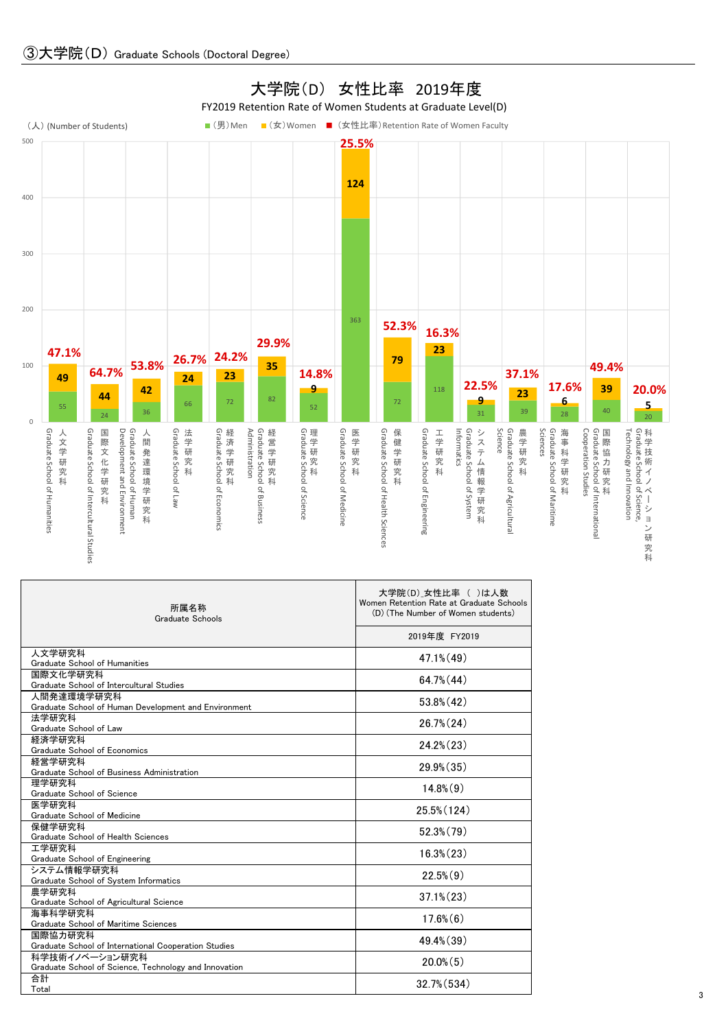## ③大学院（D） Graduate Schools (Doctoral Degree)

大学院（D） 女性比率 2019年度

FY2019 Retention Rate of Women Students at Graduate Level(D)

（人）(Number of Students)

■（男）Men ■（女）Women ■（女性比率）Retention Rate of Women Faculty

500
400
300
200
100
0

47.1% 49 55
64.7% 44 24
53.8% 42 36
26.7% 24 66
24.2% 23 72
29.9% 35 82
14.8% 9 52
25.5% 124 363
52.3% 79 72
16.3% 23 118
22.5% 9 31
37.1% 23 39
17.6% 6 28
49.4% 39 40
20.0% 5 20

人文学研究科 Graduate School of Humanities
国際文化学研究科 Graduate School of Intercultural Studies
人間発達環境学研究科 Graduate School of Human Development and Environment
法学研究科 Graduate School of Law
経済学研究科 Graduate School of Economics
経営学研究科 Graduate School of Business Administration
理学研究科 Graduate School of Science
医学研究科 Graduate School of Medicine
保健学研究科 Graduate School of Health Sciences
工学研究科 Graduate School of Engineering
システム情報学研究科 Graduate School of System Informatics
農学研究科 Graduate School of Agricultural Science
海事科学研究科 Graduate School of Maritime Sciences
国際協力研究科 Graduate School of International Cooperation Studies
科学技術イノベーション研究科 Graduate School of Science, Technology and Innovation

| 所属名称<br>Graduate Schools | 大学院(D) 女性比率 （ ）は人数<br>Women Retention Rate at Graduate Schools (D) (The Number of Women students) |
|---|---|
| | 2019年度 FY2019 |
| 人文学研究科<br>Graduate School of Humanities | 47.1%(49) |
| 国際文化学研究科<br>Graduate School of Intercultural Studies | 64.7%(44) |
| 人間発達環境学研究科<br>Graduate School of Human Development and Environment | 53.8%(42) |
| 法学研究科<br>Graduate School of Law | 26.7%(24) |
| 経済学研究科<br>Graduate School of Economics | 24.2%(23) |
| 経営学研究科<br>Graduate School of Business Administration | 29.9%(35) |
| 理学研究科<br>Graduate School of Science | 14.8%(9) |
| 医学研究科<br>Graduate School of Medicine | 25.5%(124) |
| 保健学研究科<br>Graduate School of Health Sciences | 52.3%(79) |
| 工学研究科<br>Graduate School of Engineering | 16.3%(23) |
| システム情報学研究科<br>Graduate School of System Informatics | 22.5%(9) |
| 農学研究科<br>Graduate School of Agricultural Science | 37.1%(23) |
| 海事科学研究科<br>Graduate School of Maritime Sciences | 17.6%(6) |
| 国際協力研究科<br>Graduate School of International Cooperation Studies | 49.4%(39) |
| 科学技術イノベーション研究科<br>Graduate School of Science, Technology and Innovation | 20.0%(5) |
| 合計<br>Total | 32.7%(534) |